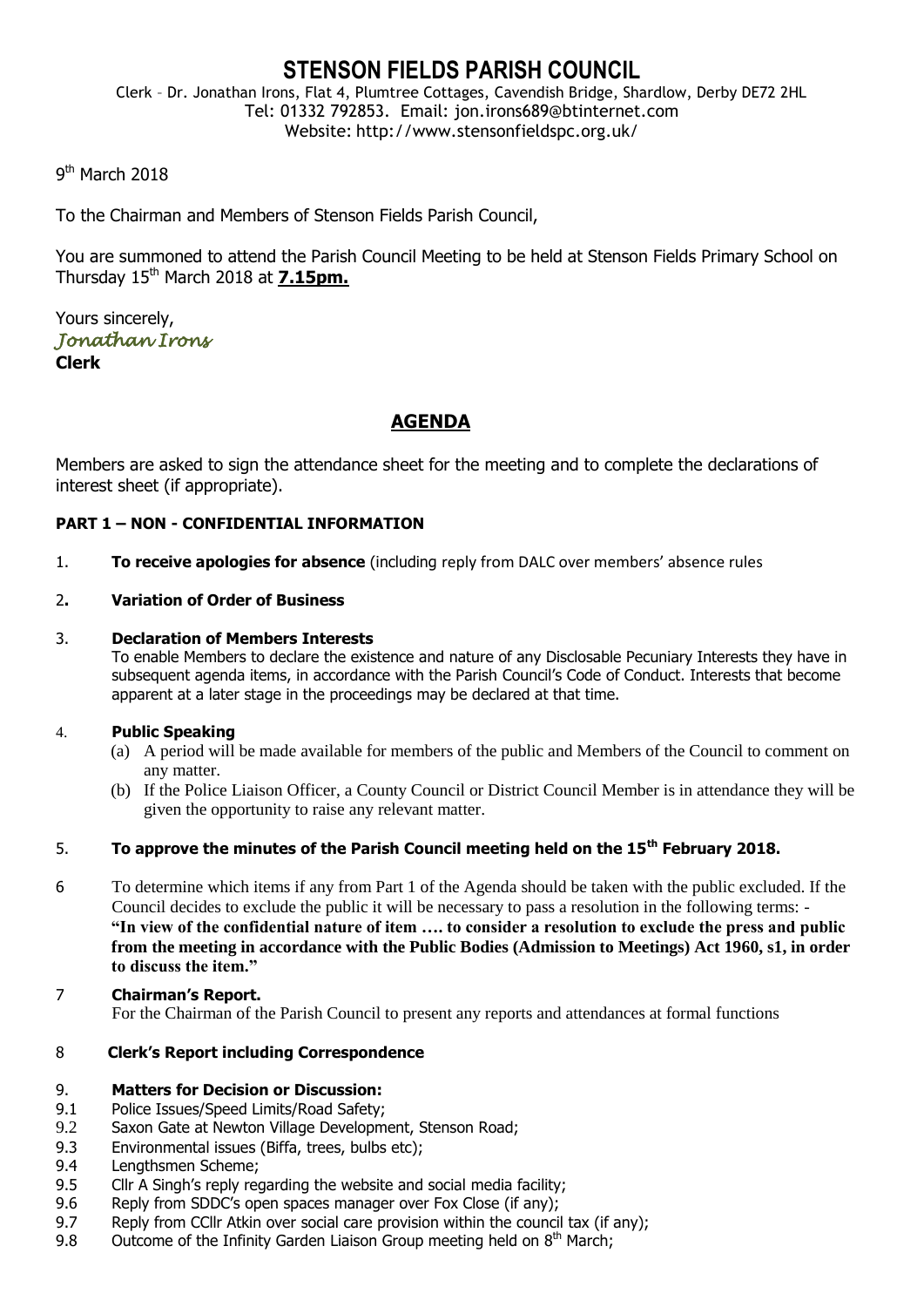# STENSON FIELDS PARISH COUNCIL

Clerk – Dr. Jonathan Irons, Flat 4, Plumtree Cottages, Cavendish Bridge, Shardlow, Derby DE72 2HL
Tel: 01332 792853. Email: jon.irons689@btinternet.com
Website: http://www.stensonfieldspc.org.uk/

9th March 2018

To the Chairman and Members of Stenson Fields Parish Council,

You are summoned to attend the Parish Council Meeting to be held at Stenson Fields Primary School on Thursday 15th March 2018 at **7.15pm.**

Yours sincerely,
*Jonathan Irons*
**Clerk**

## AGENDA

Members are asked to sign the attendance sheet for the meeting and to complete the declarations of interest sheet (if appropriate).

### PART 1 – NON - CONFIDENTIAL INFORMATION

1. **To receive apologies for absence** (including reply from DALC over members' absence rules

2. **Variation of Order of Business**

3. **Declaration of Members Interests**
   To enable Members to declare the existence and nature of any Disclosable Pecuniary Interests they have in subsequent agenda items, in accordance with the Parish Council's Code of Conduct. Interests that become apparent at a later stage in the proceedings may be declared at that time.

4. **Public Speaking**
   (a) A period will be made available for members of the public and Members of the Council to comment on any matter.
   (b) If the Police Liaison Officer, a County Council or District Council Member is in attendance they will be given the opportunity to raise any relevant matter.

5. **To approve the minutes of the Parish Council meeting held on the 15th February 2018.**

6. To determine which items if any from Part 1 of the Agenda should be taken with the public excluded. If the Council decides to exclude the public it will be necessary to pass a resolution in the following terms: - **"In view of the confidential nature of item …. to consider a resolution to exclude the press and public from the meeting in accordance with the Public Bodies (Admission to Meetings) Act 1960, s1, in order to discuss the item."**

7. **Chairman's Report.**
   For the Chairman of the Parish Council to present any reports and attendances at formal functions

8. **Clerk's Report including Correspondence**

9. **Matters for Decision or Discussion:**
   9.1 Police Issues/Speed Limits/Road Safety;
   9.2 Saxon Gate at Newton Village Development, Stenson Road;
   9.3 Environmental issues (Biffa, trees, bulbs etc);
   9.4 Lengthsmen Scheme;
   9.5 Cllr A Singh's reply regarding the website and social media facility;
   9.6 Reply from SDDC's open spaces manager over Fox Close (if any);
   9.7 Reply from CCllr Atkin over social care provision within the council tax (if any);
   9.8 Outcome of the Infinity Garden Liaison Group meeting held on 8th March;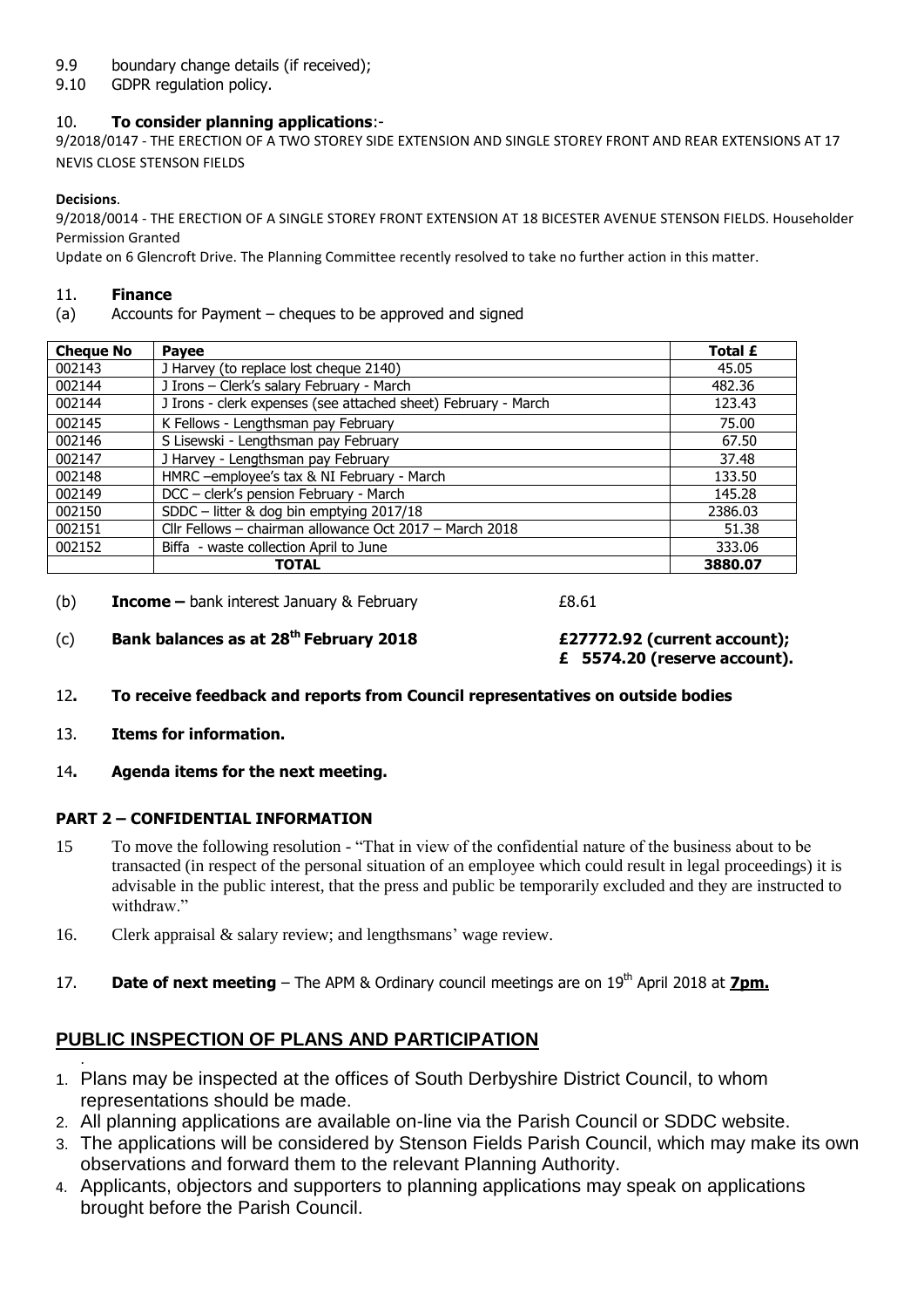9.9 boundary change details (if received);
9.10 GDPR regulation policy.

10. **To consider planning applications**:-

9/2018/0147 - THE ERECTION OF A TWO STOREY SIDE EXTENSION AND SINGLE STOREY FRONT AND REAR EXTENSIONS AT 17 NEVIS CLOSE STENSON FIELDS

**Decisions**.

9/2018/0014 - THE ERECTION OF A SINGLE STOREY FRONT EXTENSION AT 18 BICESTER AVENUE STENSON FIELDS. Householder Permission Granted

Update on 6 Glencroft Drive. The Planning Committee recently resolved to take no further action in this matter.

11. **Finance**

(a) Accounts for Payment – cheques to be approved and signed

| Cheque No | Payee | Total £ |
|---|---|---|
| 002143 | J Harvey (to replace lost cheque 2140) | 45.05 |
| 002144 | J Irons – Clerk's salary February - March | 482.36 |
| 002144 | J Irons - clerk expenses (see attached sheet) February - March | 123.43 |
| 002145 | K Fellows - Lengthsman pay February | 75.00 |
| 002146 | S Lisewski - Lengthsman pay February | 67.50 |
| 002147 | J Harvey - Lengthsman pay February | 37.48 |
| 002148 | HMRC –employee's tax & NI February - March | 133.50 |
| 002149 | DCC – clerk's pension February - March | 145.28 |
| 002150 | SDDC – litter & dog bin emptying 2017/18 | 2386.03 |
| 002151 | Cllr Fellows – chairman allowance Oct 2017 – March 2018 | 51.38 |
| 002152 | Biffa - waste collection April to June | 333.06 |
| | **TOTAL** | 3880.07 |

(b) **Income –** bank interest January & February £8.61

(c) **Bank balances as at 28th February 2018** **£27772.92 (current account); £ 5574.20 (reserve account).**

12**. To receive feedback and reports from Council representatives on outside bodies**

13. **Items for information.**

14**. Agenda items for the next meeting.**

**PART 2 – CONFIDENTIAL INFORMATION**

15 To move the following resolution - "That in view of the confidential nature of the business about to be transacted (in respect of the personal situation of an employee which could result in legal proceedings) it is advisable in the public interest, that the press and public be temporarily excluded and they are instructed to withdraw."

16. Clerk appraisal & salary review; and lengthsmans' wage review.

17. **Date of next meeting** – The APM & Ordinary council meetings are on 19th April 2018 at **7pm.**

## PUBLIC INSPECTION OF PLANS AND PARTICIPATION

1. Plans may be inspected at the offices of South Derbyshire District Council, to whom representations should be made.
2. All planning applications are available on-line via the Parish Council or SDDC website.
3. The applications will be considered by Stenson Fields Parish Council, which may make its own observations and forward them to the relevant Planning Authority.
4. Applicants, objectors and supporters to planning applications may speak on applications brought before the Parish Council.